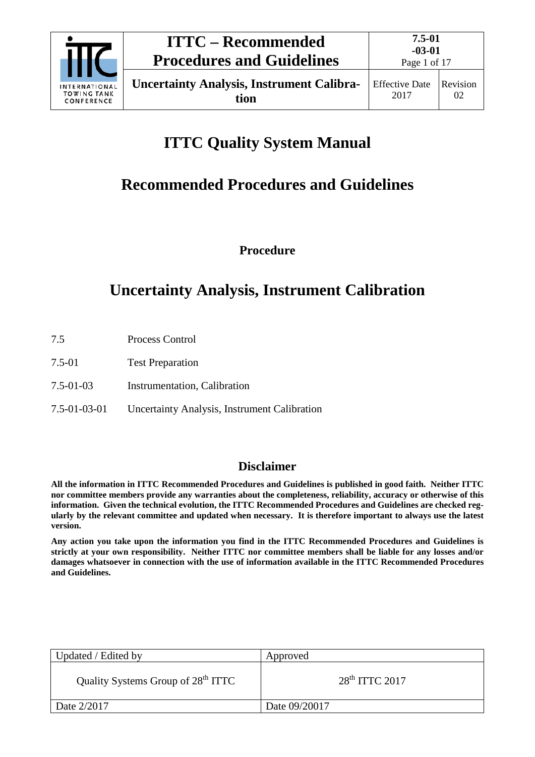# ITTC Quality System Manual

## Recommended Procedures and Guidelines

**Procedure**

## Uncertainty Analysis, Instrument Calibration

| | |
|---|---|
| 7.5 | Process Control |
| 7.5-01 | Test Preparation |
| 7.5-01-03 | Instrumentation, Calibration |
| 7.5-01-03-01 | Uncertainty Analysis, Instrument Calibration |

### Disclaimer

**All the information in ITTC Recommended Procedures and Guidelines is published in good faith. Neither ITTC nor committee members provide any warranties about the completeness, reliability, accuracy or otherwise of this information. Given the technical evolution, the ITTC Recommended Procedures and Guidelines are checked regularly by the relevant committee and updated when necessary. It is therefore important to always use the latest version.**

**Any action you take upon the information you find in the ITTC Recommended Procedures and Guidelines is strictly at your own responsibility. Neither ITTC nor committee members shall be liable for any losses and/or damages whatsoever in connection with the use of information available in the ITTC Recommended Procedures and Guidelines.**

| Updated / Edited by | Approved |
|---|---|
| Quality Systems Group of 28th ITTC | 28th ITTC 2017 |
| Date 2/2017 | Date 09/20017 |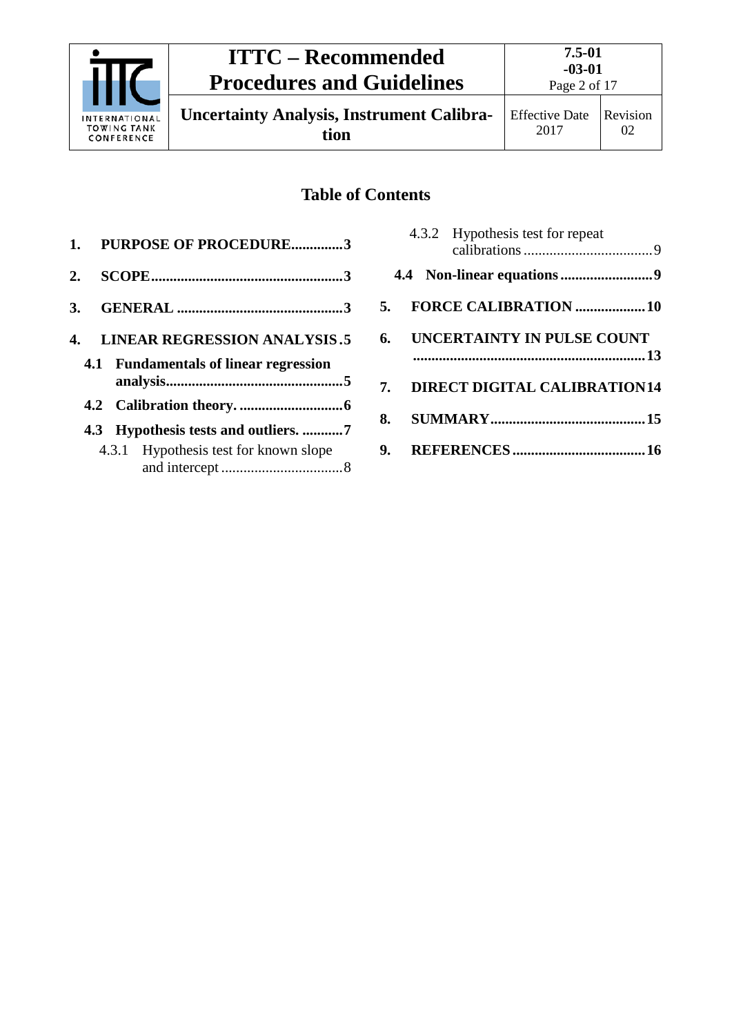## Table of Contents

1. **PURPOSE OF PROCEDURE..............3**
2. **SCOPE....................................................3**
3. **GENERAL .............................................3**
4. **LINEAR REGRESSION ANALYSIS.5**
   - **4.1 Fundamentals of linear regression analysis................................................5**
   - **4.2 Calibration theory. ............................6**
   - **4.3 Hypothesis tests and outliers. ...........7**
     - 4.3.1 Hypothesis test for known slope and intercept .................................8
     - 4.3.2 Hypothesis test for repeat calibrations ..................................9
   - **4.4 Non-linear equations .........................9**
5. **FORCE CALIBRATION ...................10**
6. **UNCERTAINTY IN PULSE COUNT ..............................................................13**
7. **DIRECT DIGITAL CALIBRATION14**
8. **SUMMARY..........................................15**
9. **REFERENCES ....................................16**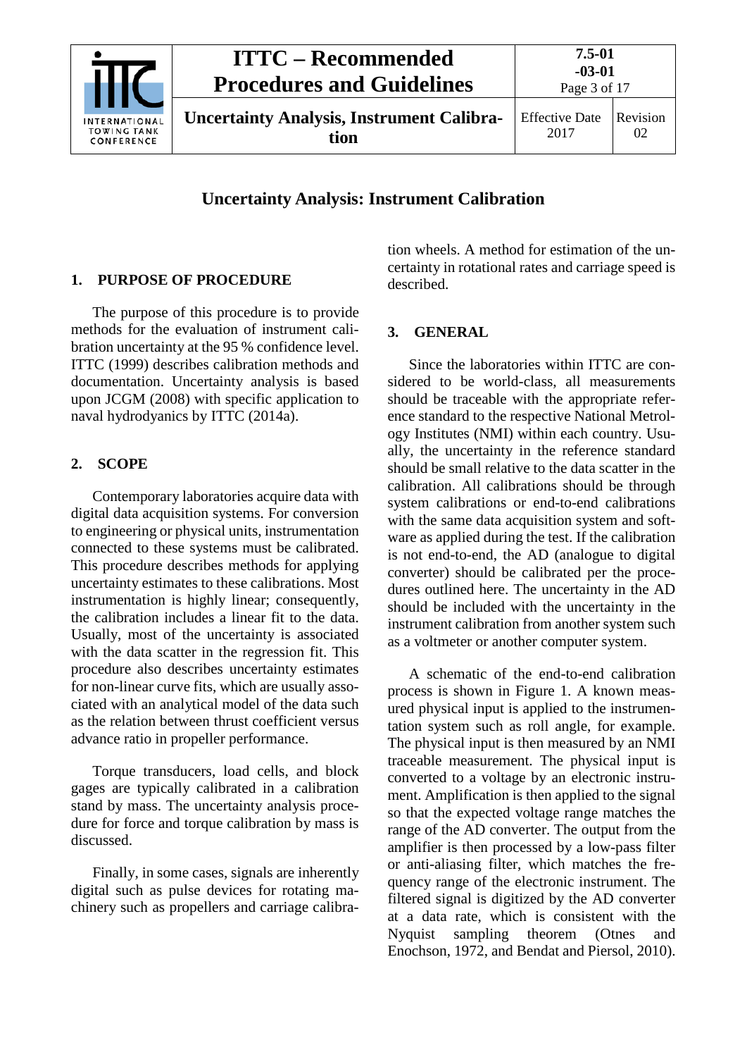# Uncertainty Analysis: Instrument Calibration

## 1. PURPOSE OF PROCEDURE

The purpose of this procedure is to provide methods for the evaluation of instrument calibration uncertainty at the 95 % confidence level. ITTC (1999) describes calibration methods and documentation. Uncertainty analysis is based upon JCGM (2008) with specific application to naval hydrodyanics by ITTC (2014a).

## 2. SCOPE

Contemporary laboratories acquire data with digital data acquisition systems. For conversion to engineering or physical units, instrumentation connected to these systems must be calibrated. This procedure describes methods for applying uncertainty estimates to these calibrations. Most instrumentation is highly linear; consequently, the calibration includes a linear fit to the data. Usually, most of the uncertainty is associated with the data scatter in the regression fit. This procedure also describes uncertainty estimates for non-linear curve fits, which are usually associated with an analytical model of the data such as the relation between thrust coefficient versus advance ratio in propeller performance.

Torque transducers, load cells, and block gages are typically calibrated in a calibration stand by mass. The uncertainty analysis procedure for force and torque calibration by mass is discussed.

Finally, in some cases, signals are inherently digital such as pulse devices for rotating machinery such as propellers and carriage calibration wheels. A method for estimation of the uncertainty in rotational rates and carriage speed is described.

## 3. GENERAL

Since the laboratories within ITTC are considered to be world-class, all measurements should be traceable with the appropriate reference standard to the respective National Metrology Institutes (NMI) within each country. Usually, the uncertainty in the reference standard should be small relative to the data scatter in the calibration. All calibrations should be through system calibrations or end-to-end calibrations with the same data acquisition system and software as applied during the test. If the calibration is not end-to-end, the AD (analogue to digital converter) should be calibrated per the procedures outlined here. The uncertainty in the AD should be included with the uncertainty in the instrument calibration from another system such as a voltmeter or another computer system.

A schematic of the end-to-end calibration process is shown in Figure 1. A known measured physical input is applied to the instrumentation system such as roll angle, for example. The physical input is then measured by an NMI traceable measurement. The physical input is converted to a voltage by an electronic instrument. Amplification is then applied to the signal so that the expected voltage range matches the range of the AD converter. The output from the amplifier is then processed by a low-pass filter or anti-aliasing filter, which matches the frequency range of the electronic instrument. The filtered signal is digitized by the AD converter at a data rate, which is consistent with the Nyquist sampling theorem (Otnes and Enochson, 1972, and Bendat and Piersol, 2010).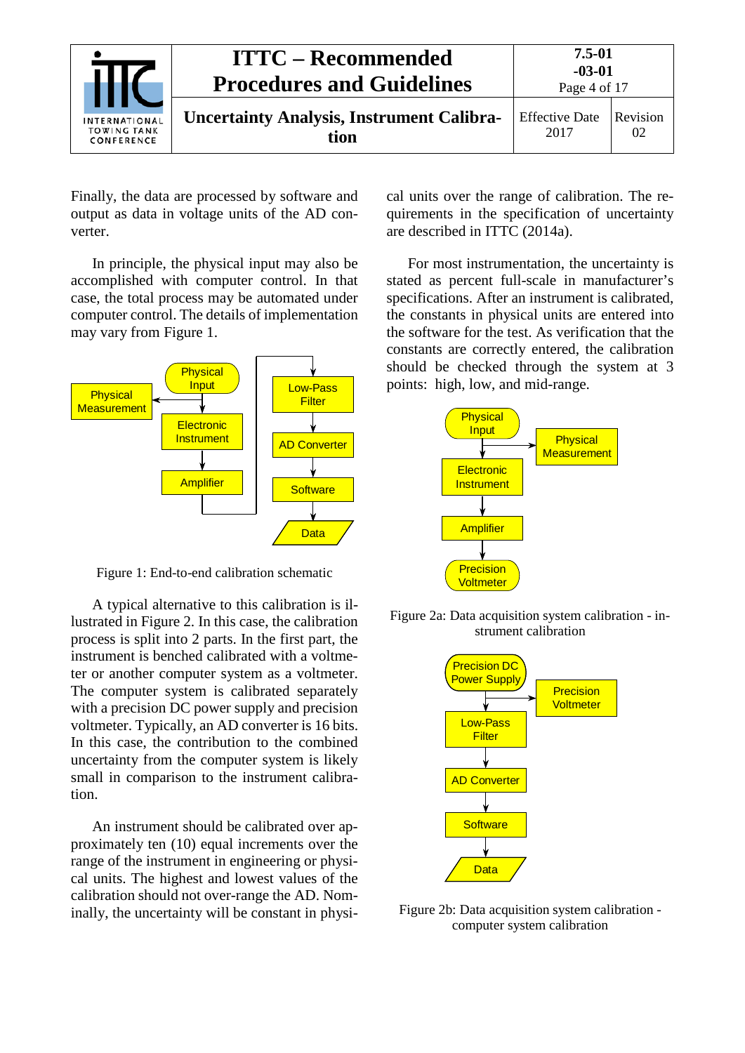Finally, the data are processed by software and output as data in voltage units of the AD converter.

In principle, the physical input may also be accomplished with computer control. In that case, the total process may be automated under computer control. The details of implementation may vary from Figure 1.

Figure 1: End-to-end calibration schematic

A typical alternative to this calibration is illustrated in Figure 2. In this case, the calibration process is split into 2 parts. In the first part, the instrument is benched calibrated with a voltmeter or another computer system as a voltmeter. The computer system is calibrated separately with a precision DC power supply and precision voltmeter. Typically, an AD converter is 16 bits. In this case, the contribution to the combined uncertainty from the computer system is likely small in comparison to the instrument calibration.

An instrument should be calibrated over approximately ten (10) equal increments over the range of the instrument in engineering or physical units. The highest and lowest values of the calibration should not over-range the AD. Nominally, the uncertainty will be constant in physical units over the range of calibration. The requirements in the specification of uncertainty are described in ITTC (2014a).

For most instrumentation, the uncertainty is stated as percent full-scale in manufacturer's specifications. After an instrument is calibrated, the constants in physical units are entered into the software for the test. As verification that the constants are correctly entered, the calibration should be checked through the system at 3 points: high, low, and mid-range.

Figure 2a: Data acquisition system calibration - instrument calibration

Figure 2b: Data acquisition system calibration - computer system calibration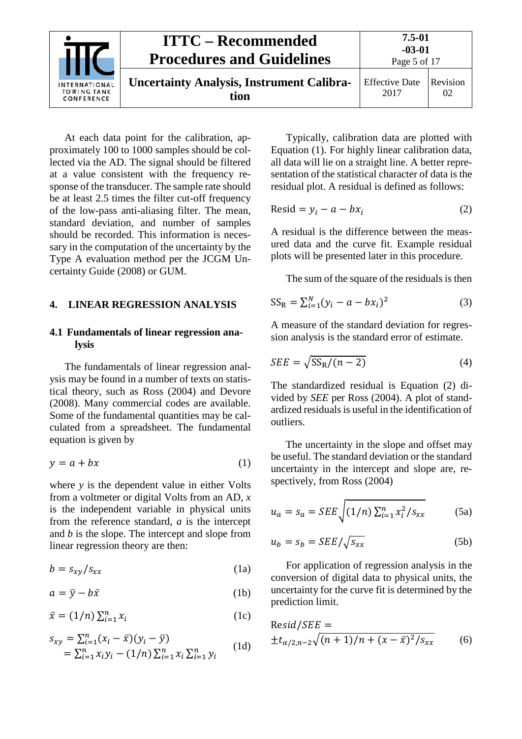At each data point for the calibration, approximately 100 to 1000 samples should be collected via the AD. The signal should be filtered at a value consistent with the frequency response of the transducer. The sample rate should be at least 2.5 times the filter cut-off frequency of the low-pass anti-aliasing filter. The mean, standard deviation, and number of samples should be recorded. This information is necessary in the computation of the uncertainty by the Type A evaluation method per the JCGM Uncertainty Guide (2008) or GUM.

## 4. LINEAR REGRESSION ANALYSIS

### 4.1 Fundamentals of linear regression analysis

The fundamentals of linear regression analysis may be found in a number of texts on statistical theory, such as Ross (2004) and Devore (2008). Many commercial codes are available. Some of the fundamental quantities may be calculated from a spreadsheet. The fundamental equation is given by

$$y = a + bx \tag{1}$$

where $y$ is the dependent value in either Volts from a voltmeter or digital Volts from an AD, $x$ is the independent variable in physical units from the reference standard, $a$ is the intercept and $b$ is the slope. The intercept and slope from linear regression theory are then:

$$b = s_{xy}/s_{xx} \tag{1a}$$

$$a = \bar{y} - b\bar{x} \tag{1b}$$

$$\bar{x} = (1/n)\sum_{i=1}^{n} x_i \tag{1c}$$

$$\begin{aligned} s_{xy} &= \sum_{i=1}^{n}(x_i - \bar{x})(y_i - \bar{y}) \\ &= \sum_{i=1}^{n} x_i y_i - (1/n)\sum_{i=1}^{n} x_i \sum_{i=1}^{n} y_i \end{aligned} \tag{1d}$$

Typically, calibration data are plotted with Equation (1). For highly linear calibration data, all data will lie on a straight line. A better representation of the statistical character of data is the residual plot. A residual is defined as follows:

$$\text{Resid} = y_i - a - bx_i \tag{2}$$

A residual is the difference between the measured data and the curve fit. Example residual plots will be presented later in this procedure.

The sum of the square of the residuals is then

$$\text{SS}_\text{R} = \sum_{i=1}^{N}(y_i - a - bx_i)^2 \tag{3}$$

A measure of the standard deviation for regression analysis is the standard error of estimate.

$$SEE = \sqrt{\text{SS}_\text{R}/(n-2)} \tag{4}$$

The standardized residual is Equation (2) divided by *SEE* per Ross (2004). A plot of standardized residuals is useful in the identification of outliers.

The uncertainty in the slope and offset may be useful. The standard deviation or the standard uncertainty in the intercept and slope are, respectively, from Ross (2004)

$$u_a = s_a = SEE\sqrt{(1/n)\sum_{i=1}^{n} x_i^2/s_{xx}} \tag{5a}$$

$$u_b = s_b = SEE/\sqrt{s_{xx}} \tag{5b}$$

For application of regression analysis in the conversion of digital data to physical units, the uncertainty for the curve fit is determined by the prediction limit.

$$\text{Resid}/SEE = \pm t_{\alpha/2,n-2}\sqrt{(n+1)/n + (x-\bar{x})^2/s_{xx}} \tag{6}$$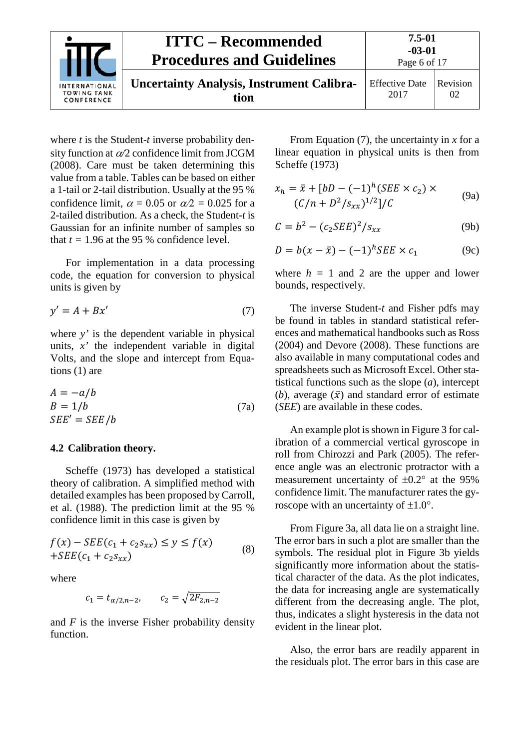where $t$ is the Student-$t$ inverse probability density function at $\alpha/2$ confidence limit from JCGM (2008). Care must be taken determining this value from a table. Tables can be based on either a 1-tail or 2-tail distribution. Usually at the 95 % confidence limit, $\alpha$ = 0.05 or $\alpha/2$ = 0.025 for a 2-tailed distribution. As a check, the Student-$t$ is Gaussian for an infinite number of samples so that $t$ = 1.96 at the 95 % confidence level.

For implementation in a data processing code, the equation for conversion to physical units is given by

$$y' = A + Bx' \tag{7}$$

where $y'$ is the dependent variable in physical units, $x'$ the independent variable in digital Volts, and the slope and intercept from Equations (1) are

$$\begin{aligned} A &= -a/b \\ B &= 1/b \\ SEE' &= SEE/b \end{aligned} \tag{7a}$$

### 4.2 Calibration theory.

Scheffe (1973) has developed a statistical theory of calibration. A simplified method with detailed examples has been proposed by Carroll, et al. (1988). The prediction limit at the 95 % confidence limit in this case is given by

$$f(x) - SEE(c_1 + c_2 s_{xx}) \le y \le f(x) + SEE(c_1 + c_2 s_{xx}) \tag{8}$$

where

$$c_1 = t_{\alpha/2,n-2}, \qquad c_2 = \sqrt{2F_{2,n-2}}$$

and $F$ is the inverse Fisher probability density function.

From Equation (7), the uncertainty in $x$ for a linear equation in physical units is then from Scheffe (1973)

$$x_h = \bar{x} + [bD - (-1)^h (SEE \times c_2) \times (C/n + D^2/s_{xx})^{1/2}]/C \tag{9a}$$

$$C = b^2 - (c_2 SEE)^2/s_{xx} \tag{9b}$$

$$D = b(x - \bar{x}) - (-1)^h SEE \times c_1 \tag{9c}$$

where $h$ = 1 and 2 are the upper and lower bounds, respectively.

The inverse Student-$t$ and Fisher pdfs may be found in tables in standard statistical references and mathematical handbooks such as Ross (2004) and Devore (2008). These functions are also available in many computational codes and spreadsheets such as Microsoft Excel. Other statistical functions such as the slope ($a$), intercept ($b$), average ($\bar{x}$) and standard error of estimate ($SEE$) are available in these codes.

An example plot is shown in Figure 3 for calibration of a commercial vertical gyroscope in roll from Chirozzi and Park (2005). The reference angle was an electronic protractor with a measurement uncertainty of ±0.2° at the 95% confidence limit. The manufacturer rates the gyroscope with an uncertainty of ±1.0°.

From Figure 3a, all data lie on a straight line. The error bars in such a plot are smaller than the symbols. The residual plot in Figure 3b yields significantly more information about the statistical character of the data. As the plot indicates, the data for increasing angle are systematically different from the decreasing angle. The plot, thus, indicates a slight hysteresis in the data not evident in the linear plot.

Also, the error bars are readily apparent in the residuals plot. The error bars in this case are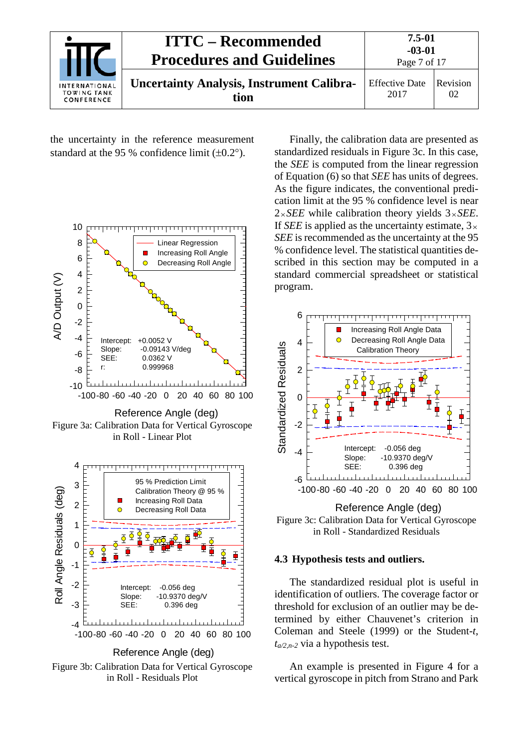the uncertainty in the reference measurement standard at the 95 % confidence limit (±0.2°).

Figure 3a: Calibration Data for Vertical Gyroscope in Roll - Linear Plot

Figure 3b: Calibration Data for Vertical Gyroscope in Roll - Residuals Plot

Finally, the calibration data are presented as standardized residuals in Figure 3c. In this case, the *SEE* is computed from the linear regression of Equation (6) so that *SEE* has units of degrees. As the figure indicates, the conventional predication limit at the 95 % confidence level is near $2 \times SEE$ while calibration theory yields $3 \times SEE$. If *SEE* is applied as the uncertainty estimate, $3 \times SEE$ is recommended as the uncertainty at the 95 % confidence level. The statistical quantities described in this section may be computed in a standard commercial spreadsheet or statistical program.

Figure 3c: Calibration Data for Vertical Gyroscope in Roll - Standardized Residuals

### 4.3 Hypothesis tests and outliers.

The standardized residual plot is useful in identification of outliers. The coverage factor or threshold for exclusion of an outlier may be determined by either Chauvenet's criterion in Coleman and Steele (1999) or the Student-*t*, $t_{a/2,n-2}$ via a hypothesis test.

An example is presented in Figure 4 for a vertical gyroscope in pitch from Strano and Park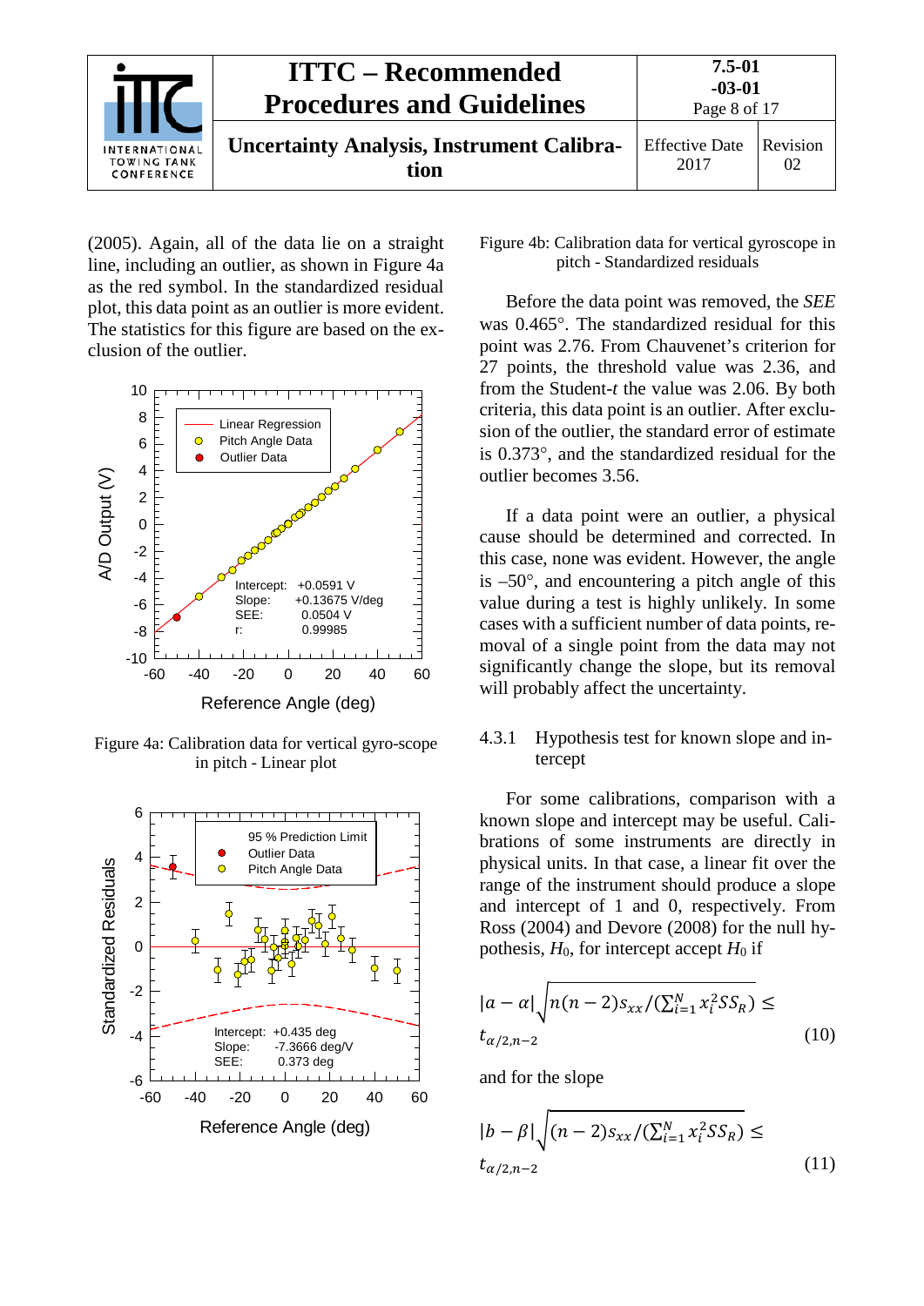(2005). Again, all of the data lie on a straight line, including an outlier, as shown in Figure 4a as the red symbol. In the standardized residual plot, this data point as an outlier is more evident. The statistics for this figure are based on the exclusion of the outlier.

Figure 4a: Calibration data for vertical gyro-scope in pitch - Linear plot

Figure 4b: Calibration data for vertical gyroscope in pitch - Standardized residuals

Before the data point was removed, the *SEE* was 0.465°. The standardized residual for this point was 2.76. From Chauvenet's criterion for 27 points, the threshold value was 2.36, and from the Student-*t* the value was 2.06. By both criteria, this data point is an outlier. After exclusion of the outlier, the standard error of estimate is 0.373°, and the standardized residual for the outlier becomes 3.56.

If a data point were an outlier, a physical cause should be determined and corrected. In this case, none was evident. However, the angle is –50°, and encountering a pitch angle of this value during a test is highly unlikely. In some cases with a sufficient number of data points, removal of a single point from the data may not significantly change the slope, but its removal will probably affect the uncertainty.

#### 4.3.1 Hypothesis test for known slope and intercept

For some calibrations, comparison with a known slope and intercept may be useful. Calibrations of some instruments are directly in physical units. In that case, a linear fit over the range of the instrument should produce a slope and intercept of 1 and 0, respectively. From Ross (2004) and Devore (2008) for the null hypothesis, $H_0$, for intercept accept $H_0$ if

$$|a-\alpha|\sqrt{n(n-2)s_{xx}/(\sum_{i=1}^{N}x_i^2 SS_R)} \leq t_{\alpha/2,n-2} \tag{10}$$

and for the slope

$$|b-\beta|\sqrt{(n-2)s_{xx}/(\sum_{i=1}^{N}x_i^2 SS_R)} \leq t_{\alpha/2,n-2} \tag{11}$$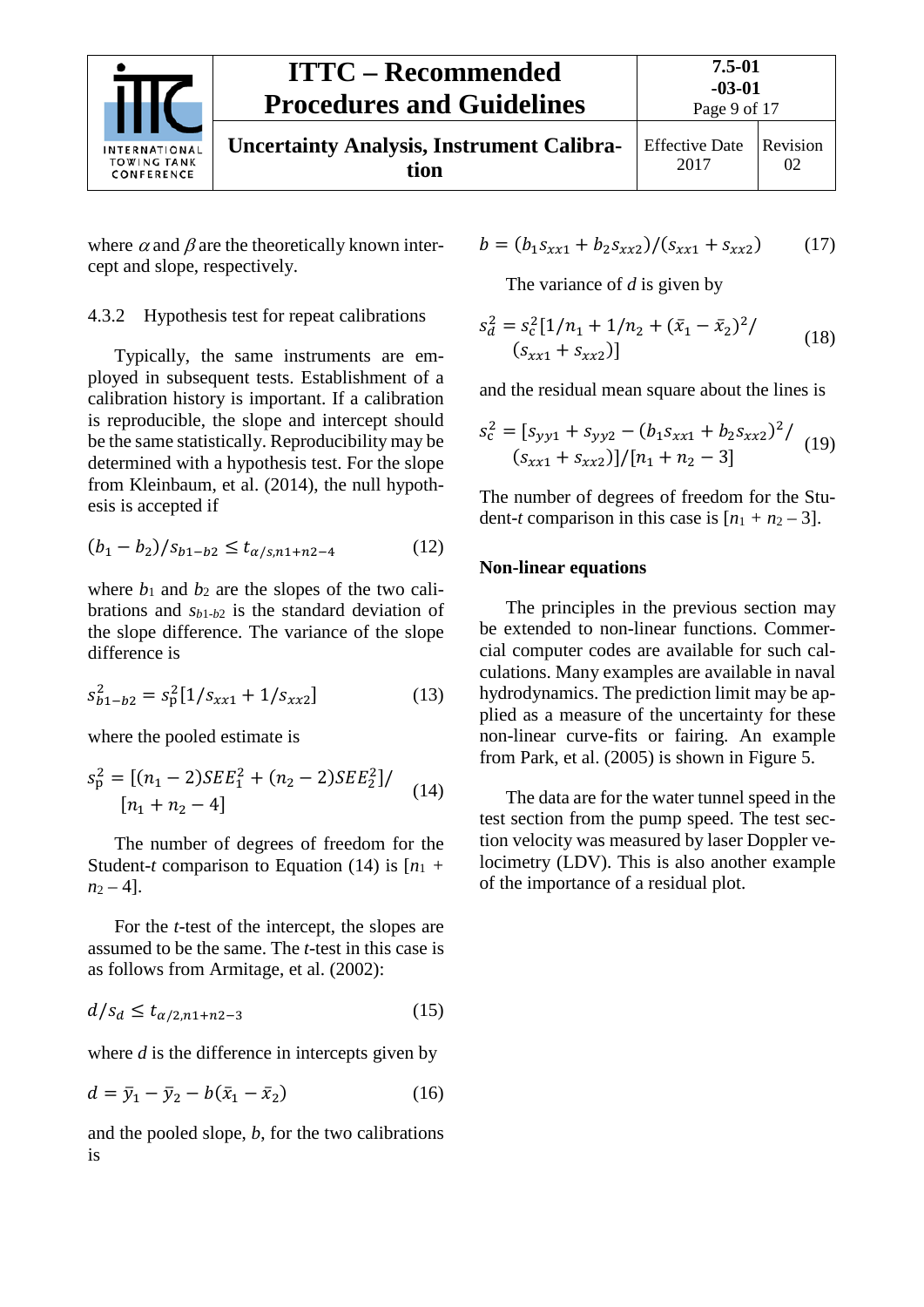where $\alpha$ and $\beta$ are the theoretically known intercept and slope, respectively.

### 4.3.2 Hypothesis test for repeat calibrations

Typically, the same instruments are employed in subsequent tests. Establishment of a calibration history is important. If a calibration is reproducible, the slope and intercept should be the same statistically. Reproducibility may be determined with a hypothesis test. For the slope from Kleinbaum, et al. (2014), the null hypothesis is accepted if

$$(b_1 - b_2)/s_{b1-b2} \leq t_{\alpha/s,n1+n2-4} \tag{12}$$

where $b_1$ and $b_2$ are the slopes of the two calibrations and $s_{b1-b2}$ is the standard deviation of the slope difference. The variance of the slope difference is

$$s_{b1-b2}^2 = s_\mathrm{p}^2[1/s_{xx1} + 1/s_{xx2}] \tag{13}$$

where the pooled estimate is

$$s_\mathrm{p}^2 = [(n_1 - 2)SEE_1^2 + (n_2 - 2)SEE_2^2]/[n_1 + n_2 - 4] \tag{14}$$

The number of degrees of freedom for the Student-*t* comparison to Equation (14) is $[n_1 + n_2 - 4]$.

For the *t*-test of the intercept, the slopes are assumed to be the same. The *t*-test in this case is as follows from Armitage, et al. (2002):

$$d/s_d \leq t_{\alpha/2,n1+n2-3} \tag{15}$$

where *d* is the difference in intercepts given by

$$d = \bar{y}_1 - \bar{y}_2 - b(\bar{x}_1 - \bar{x}_2) \tag{16}$$

and the pooled slope, *b*, for the two calibrations is

$$b = (b_1 s_{xx1} + b_2 s_{xx2})/(s_{xx1} + s_{xx2}) \tag{17}$$

The variance of *d* is given by

$$s_d^2 = s_\mathrm{c}^2[1/n_1 + 1/n_2 + (\bar{x}_1 - \bar{x}_2)^2/(s_{xx1} + s_{xx2})] \tag{18}$$

and the residual mean square about the lines is

$$s_\mathrm{c}^2 = [s_{yy1} + s_{yy2} - (b_1 s_{xx1} + b_2 s_{xx2})^2/(s_{xx1} + s_{xx2})]/[n_1 + n_2 - 3] \tag{19}$$

The number of degrees of freedom for the Student-*t* comparison in this case is $[n_1 + n_2 - 3]$.

**Non-linear equations**

The principles in the previous section may be extended to non-linear functions. Commercial computer codes are available for such calculations. Many examples are available in naval hydrodynamics. The prediction limit may be applied as a measure of the uncertainty for these non-linear curve-fits or fairing. An example from Park, et al. (2005) is shown in Figure 5.

The data are for the water tunnel speed in the test section from the pump speed. The test section velocity was measured by laser Doppler velocimetry (LDV). This is also another example of the importance of a residual plot.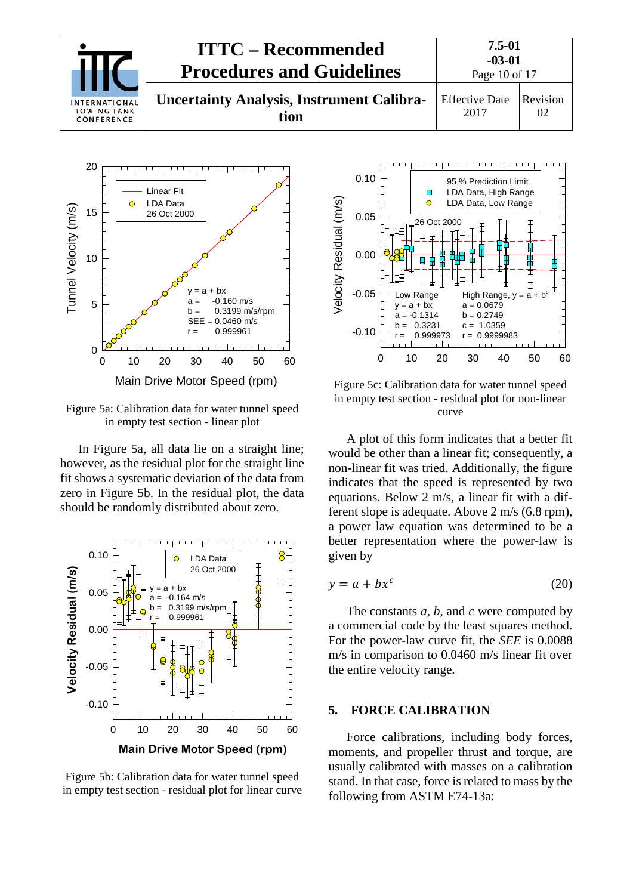Figure 5a: Calibration data for water tunnel speed in empty test section - linear plot

In Figure 5a, all data lie on a straight line; however, as the residual plot for the straight line fit shows a systematic deviation of the data from zero in Figure 5b. In the residual plot, the data should be randomly distributed about zero.

Figure 5b: Calibration data for water tunnel speed in empty test section - residual plot for linear curve

Figure 5c: Calibration data for water tunnel speed in empty test section - residual plot for non-linear curve

A plot of this form indicates that a better fit would be other than a linear fit; consequently, a non-linear fit was tried. Additionally, the figure indicates that the speed is represented by two equations. Below 2 m/s, a linear fit with a different slope is adequate. Above 2 m/s (6.8 rpm), a power law equation was determined to be a better representation where the power-law is given by

$$y = a + bx^c \tag{20}$$

The constants $a$, $b$, and $c$ were computed by a commercial code by the least squares method. For the power-law curve fit, the *SEE* is 0.0088 m/s in comparison to 0.0460 m/s linear fit over the entire velocity range.

## 5. FORCE CALIBRATION

Force calibrations, including body forces, moments, and propeller thrust and torque, are usually calibrated with masses on a calibration stand. In that case, force is related to mass by the following from ASTM E74-13a: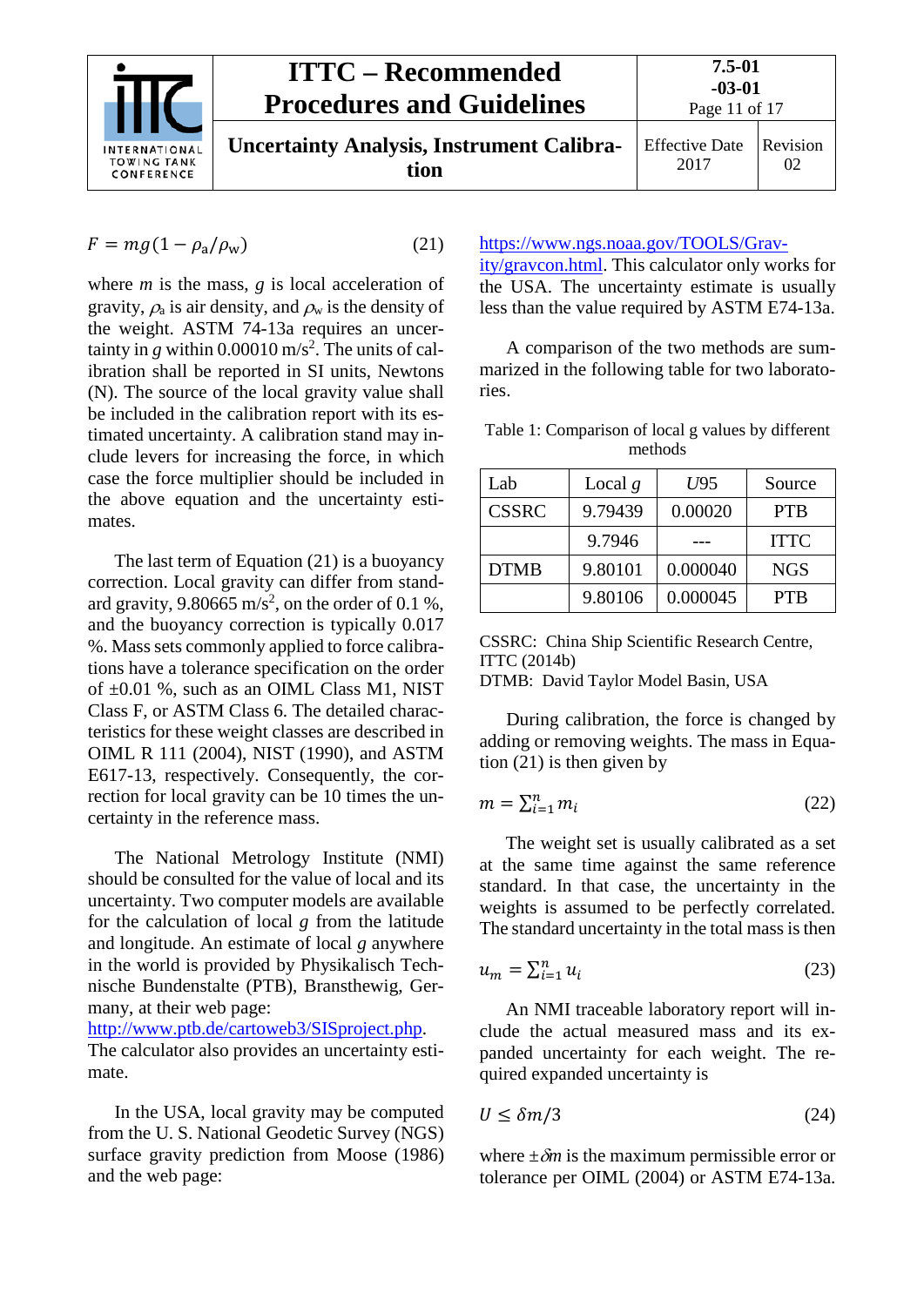$$F = mg(1 - \rho_a/\rho_w) \tag{21}$$

where $m$ is the mass, $g$ is local acceleration of gravity, $\rho_a$ is air density, and $\rho_w$ is the density of the weight. ASTM 74-13a requires an uncertainty in $g$ within 0.00010 m/s$^2$. The units of calibration shall be reported in SI units, Newtons (N). The source of the local gravity value shall be included in the calibration report with its estimated uncertainty. A calibration stand may include levers for increasing the force, in which case the force multiplier should be included in the above equation and the uncertainty estimates.

The last term of Equation (21) is a buoyancy correction. Local gravity can differ from standard gravity, 9.80665 m/s$^2$, on the order of 0.1 %, and the buoyancy correction is typically 0.017 %. Mass sets commonly applied to force calibrations have a tolerance specification on the order of ±0.01 %, such as an OIML Class M1, NIST Class F, or ASTM Class 6. The detailed characteristics for these weight classes are described in OIML R 111 (2004), NIST (1990), and ASTM E617-13, respectively. Consequently, the correction for local gravity can be 10 times the uncertainty in the reference mass.

The National Metrology Institute (NMI) should be consulted for the value of local and its uncertainty. Two computer models are available for the calculation of local $g$ from the latitude and longitude. An estimate of local $g$ anywhere in the world is provided by Physikalisch Technische Bundenstalte (PTB), Bransthewig, Germany, at their web page: http://www.ptb.de/cartoweb3/SISproject.php. The calculator also provides an uncertainty estimate.

In the USA, local gravity may be computed from the U. S. National Geodetic Survey (NGS) surface gravity prediction from Moose (1986) and the web page: https://www.ngs.noaa.gov/TOOLS/Gravity/gravcon.html. This calculator only works for the USA. The uncertainty estimate is usually less than the value required by ASTM E74-13a.

A comparison of the two methods are summarized in the following table for two laboratories.

Table 1: Comparison of local g values by different methods

| Lab | Local $g$ | $U95$ | Source |
|---|---|---|---|
| CSSRC | 9.79439 | 0.00020 | PTB |
| | 9.7946 | --- | ITTC |
| DTMB | 9.80101 | 0.000040 | NGS |
| | 9.80106 | 0.000045 | PTB |

CSSRC: China Ship Scientific Research Centre, ITTC (2014b)
DTMB: David Taylor Model Basin, USA

During calibration, the force is changed by adding or removing weights. The mass in Equation (21) is then given by

$$m = \sum_{i=1}^{n} m_i \tag{22}$$

The weight set is usually calibrated as a set at the same time against the same reference standard. In that case, the uncertainty in the weights is assumed to be perfectly correlated. The standard uncertainty in the total mass is then

$$u_m = \sum_{i=1}^{n} u_i \tag{23}$$

An NMI traceable laboratory report will include the actual measured mass and its expanded uncertainty for each weight. The required expanded uncertainty is

$$U \leq \delta m/3 \tag{24}$$

where $\pm\delta m$ is the maximum permissible error or tolerance per OIML (2004) or ASTM E74-13a.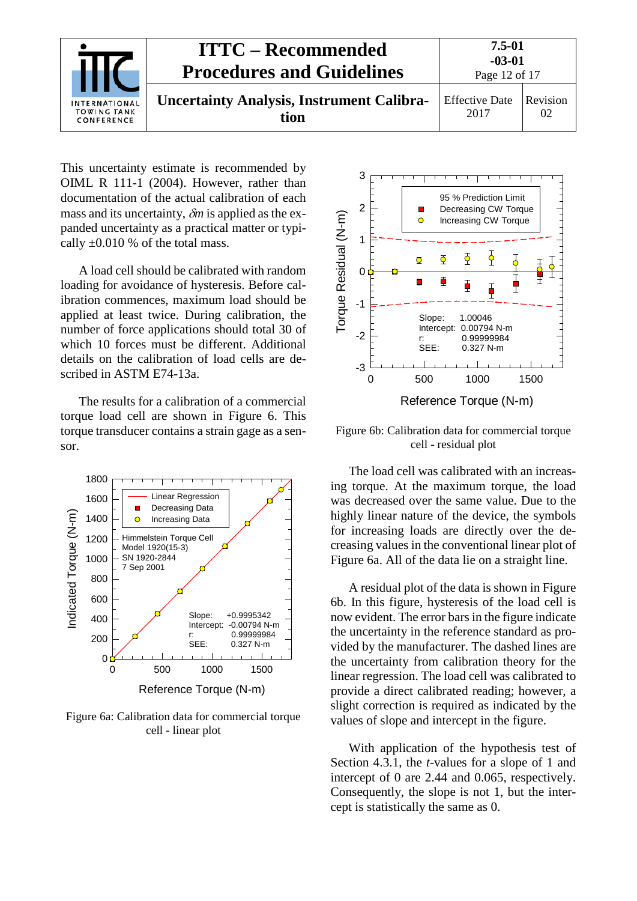This uncertainty estimate is recommended by OIML R 111-1 (2004). However, rather than documentation of the actual calibration of each mass and its uncertainty, $\delta m$ is applied as the expanded uncertainty as a practical matter or typically ±0.010 % of the total mass.

A load cell should be calibrated with random loading for avoidance of hysteresis. Before calibration commences, maximum load should be applied at least twice. During calibration, the number of force applications should total 30 of which 10 forces must be different. Additional details on the calibration of load cells are described in ASTM E74-13a.

The results for a calibration of a commercial torque load cell are shown in Figure 6. This torque transducer contains a strain gage as a sensor.

Figure 6a: Calibration data for commercial torque cell - linear plot

Figure 6b: Calibration data for commercial torque cell - residual plot

The load cell was calibrated with an increasing torque. At the maximum torque, the load was decreased over the same value. Due to the highly linear nature of the device, the symbols for increasing loads are directly over the decreasing values in the conventional linear plot of Figure 6a. All of the data lie on a straight line.

A residual plot of the data is shown in Figure 6b. In this figure, hysteresis of the load cell is now evident. The error bars in the figure indicate the uncertainty in the reference standard as provided by the manufacturer. The dashed lines are the uncertainty from calibration theory for the linear regression. The load cell was calibrated to provide a direct calibrated reading; however, a slight correction is required as indicated by the values of slope and intercept in the figure.

With application of the hypothesis test of Section 4.3.1, the $t$-values for a slope of 1 and intercept of 0 are 2.44 and 0.065, respectively. Consequently, the slope is not 1, but the intercept is statistically the same as 0.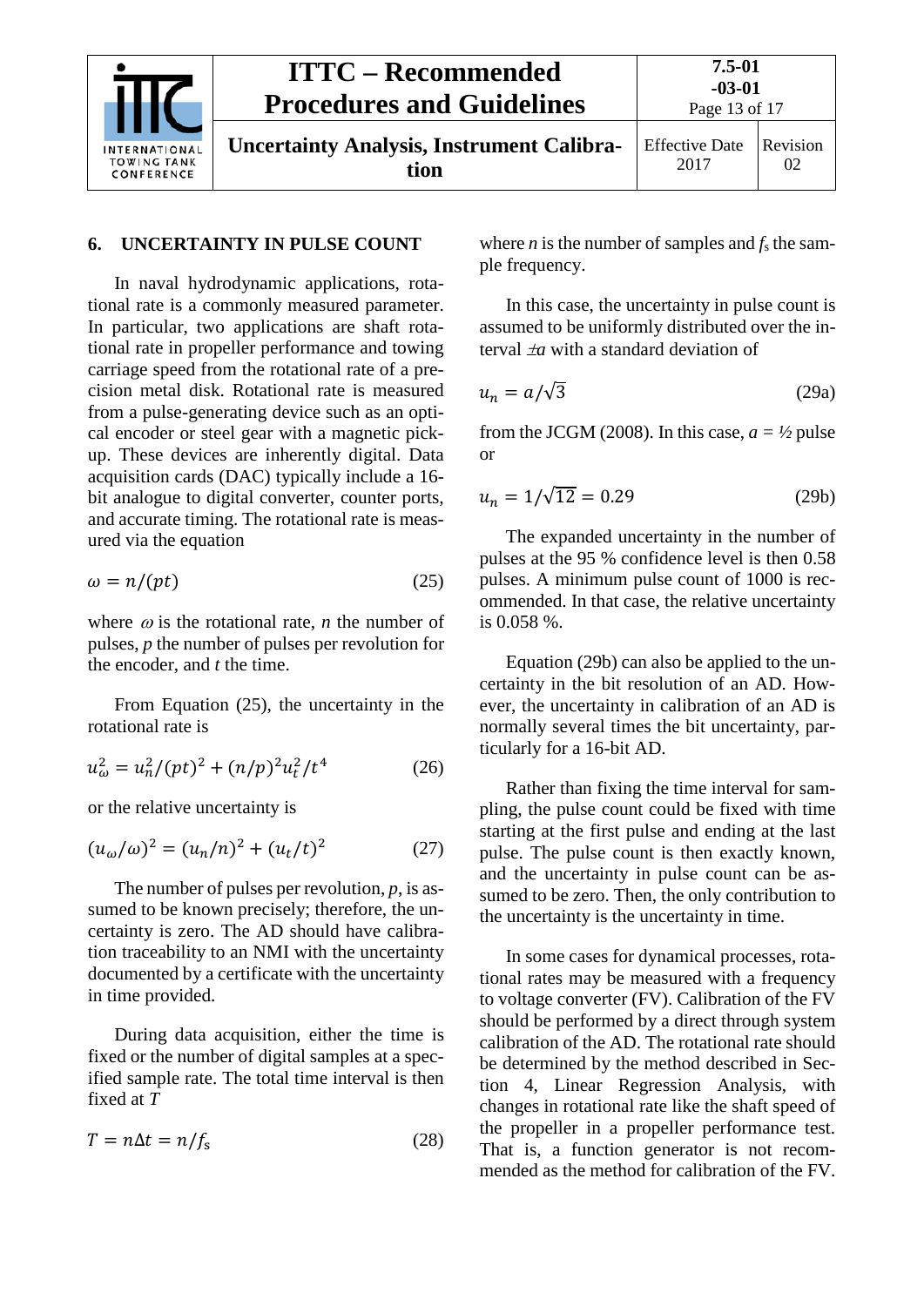## 6. UNCERTAINTY IN PULSE COUNT

In naval hydrodynamic applications, rotational rate is a commonly measured parameter. In particular, two applications are shaft rotational rate in propeller performance and towing carriage speed from the rotational rate of a precision metal disk. Rotational rate is measured from a pulse-generating device such as an optical encoder or steel gear with a magnetic pickup. These devices are inherently digital. Data acquisition cards (DAC) typically include a 16-bit analogue to digital converter, counter ports, and accurate timing. The rotational rate is measured via the equation

$$\omega = n/(pt) \tag{25}$$

where $\omega$ is the rotational rate, $n$ the number of pulses, $p$ the number of pulses per revolution for the encoder, and $t$ the time.

From Equation (25), the uncertainty in the rotational rate is

$$u_{\omega}^2 = u_n^2/(pt)^2 + (n/p)^2 u_t^2/t^4 \tag{26}$$

or the relative uncertainty is

$$(u_{\omega}/\omega)^2 = (u_n/n)^2 + (u_t/t)^2 \tag{27}$$

The number of pulses per revolution, $p$, is assumed to be known precisely; therefore, the uncertainty is zero. The AD should have calibration traceability to an NMI with the uncertainty documented by a certificate with the uncertainty in time provided.

During data acquisition, either the time is fixed or the number of digital samples at a specified sample rate. The total time interval is then fixed at $T$

$$T = n\Delta t = n/f_s \tag{28}$$

where $n$ is the number of samples and $f_s$ the sample frequency.

In this case, the uncertainty in pulse count is assumed to be uniformly distributed over the interval $\pm a$ with a standard deviation of

$$u_n = a/\sqrt{3} \tag{29a}$$

from the JCGM (2008). In this case, $a$ = ½ pulse or

$$u_n = 1/\sqrt{12} = 0.29 \tag{29b}$$

The expanded uncertainty in the number of pulses at the 95 % confidence level is then 0.58 pulses. A minimum pulse count of 1000 is recommended. In that case, the relative uncertainty is 0.058 %.

Equation (29b) can also be applied to the uncertainty in the bit resolution of an AD. However, the uncertainty in calibration of an AD is normally several times the bit uncertainty, particularly for a 16-bit AD.

Rather than fixing the time interval for sampling, the pulse count could be fixed with time starting at the first pulse and ending at the last pulse. The pulse count is then exactly known, and the uncertainty in pulse count can be assumed to be zero. Then, the only contribution to the uncertainty is the uncertainty in time.

In some cases for dynamical processes, rotational rates may be measured with a frequency to voltage converter (FV). Calibration of the FV should be performed by a direct through system calibration of the AD. The rotational rate should be determined by the method described in Section 4, Linear Regression Analysis, with changes in rotational rate like the shaft speed of the propeller in a propeller performance test. That is, a function generator is not recommended as the method for calibration of the FV.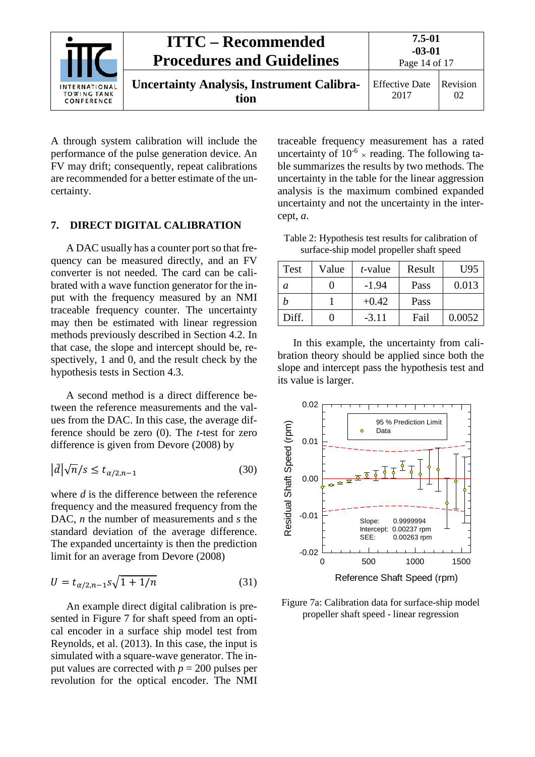A through system calibration will include the performance of the pulse generation device. An FV may drift; consequently, repeat calibrations are recommended for a better estimate of the uncertainty.

## 7. DIRECT DIGITAL CALIBRATION

A DAC usually has a counter port so that frequency can be measured directly, and an FV converter is not needed. The card can be calibrated with a wave function generator for the input with the frequency measured by an NMI traceable frequency counter. The uncertainty may then be estimated with linear regression methods previously described in Section 4.2. In that case, the slope and intercept should be, respectively, 1 and 0, and the result check by the hypothesis tests in Section 4.3.

A second method is a direct difference between the reference measurements and the values from the DAC. In this case, the average difference should be zero (0). The *t*-test for zero difference is given from Devore (2008) by

$$\left|\bar{d}\right|\sqrt{n}/s \leq t_{\alpha/2,n-1} \tag{30}$$

where $d$ is the difference between the reference frequency and the measured frequency from the DAC, $n$ the number of measurements and $s$ the standard deviation of the average difference. The expanded uncertainty is then the prediction limit for an average from Devore (2008)

$$U = t_{\alpha/2,n-1} s\sqrt{1 + 1/n} \tag{31}$$

An example direct digital calibration is presented in Figure 7 for shaft speed from an optical encoder in a surface ship model test from Reynolds, et al. (2013). In this case, the input is simulated with a square-wave generator. The input values are corrected with $p$ = 200 pulses per revolution for the optical encoder. The NMI traceable frequency measurement has a rated uncertainty of $10^{-6} \times$ reading. The following table summarizes the results by two methods. The uncertainty in the table for the linear aggression analysis is the maximum combined expanded uncertainty and not the uncertainty in the intercept, $a$.

Table 2: Hypothesis test results for calibration of surface-ship model propeller shaft speed

| Test | Value | *t*-value | Result | U95 |
|---|---|---|---|---|
| *a* | 0 | -1.94 | Pass | 0.013 |
| *b* | 1 | +0.42 | Pass | |
| Diff. | 0 | -3.11 | Fail | 0.0052 |

In this example, the uncertainty from calibration theory should be applied since both the slope and intercept pass the hypothesis test and its value is larger.

Figure 7a: Calibration data for surface-ship model propeller shaft speed - linear regression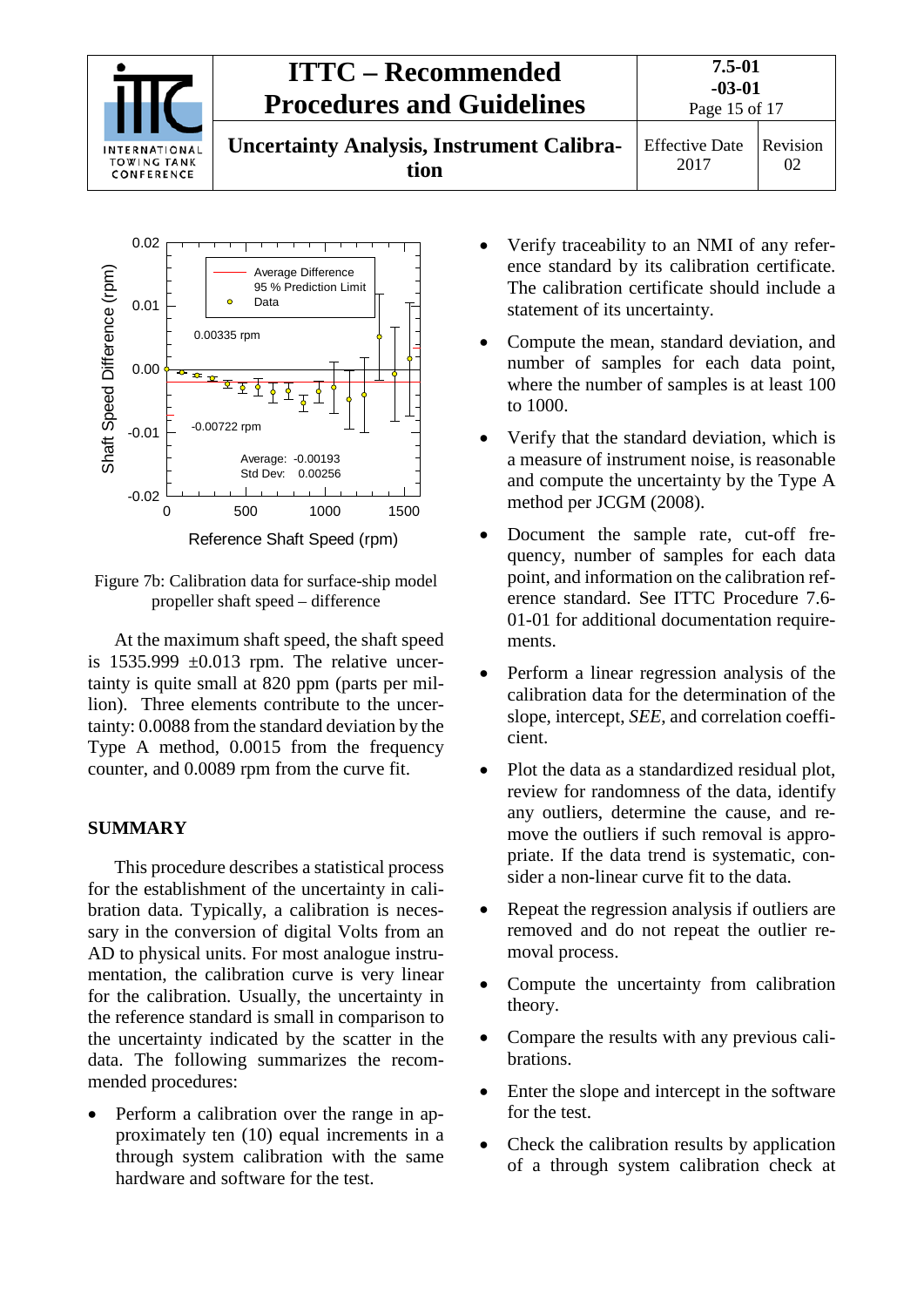Figure 7b: Calibration data for surface-ship model propeller shaft speed – difference

At the maximum shaft speed, the shaft speed is 1535.999 ±0.013 rpm. The relative uncertainty is quite small at 820 ppm (parts per million). Three elements contribute to the uncertainty: 0.0088 from the standard deviation by the Type A method, 0.0015 from the frequency counter, and 0.0089 rpm from the curve fit.

## SUMMARY

This procedure describes a statistical process for the establishment of the uncertainty in calibration data. Typically, a calibration is necessary in the conversion of digital Volts from an AD to physical units. For most analogue instrumentation, the calibration curve is very linear for the calibration. Usually, the uncertainty in the reference standard is small in comparison to the uncertainty indicated by the scatter in the data. The following summarizes the recommended procedures:

- Perform a calibration over the range in approximately ten (10) equal increments in a through system calibration with the same hardware and software for the test.
- Verify traceability to an NMI of any reference standard by its calibration certificate. The calibration certificate should include a statement of its uncertainty.
- Compute the mean, standard deviation, and number of samples for each data point, where the number of samples is at least 100 to 1000.
- Verify that the standard deviation, which is a measure of instrument noise, is reasonable and compute the uncertainty by the Type A method per JCGM (2008).
- Document the sample rate, cut-off frequency, number of samples for each data point, and information on the calibration reference standard. See ITTC Procedure 7.6-01-01 for additional documentation requirements.
- Perform a linear regression analysis of the calibration data for the determination of the slope, intercept, *SEE*, and correlation coefficient.
- Plot the data as a standardized residual plot, review for randomness of the data, identify any outliers, determine the cause, and remove the outliers if such removal is appropriate. If the data trend is systematic, consider a non-linear curve fit to the data.
- Repeat the regression analysis if outliers are removed and do not repeat the outlier removal process.
- Compute the uncertainty from calibration theory.
- Compare the results with any previous calibrations.
- Enter the slope and intercept in the software for the test.
- Check the calibration results by application of a through system calibration check at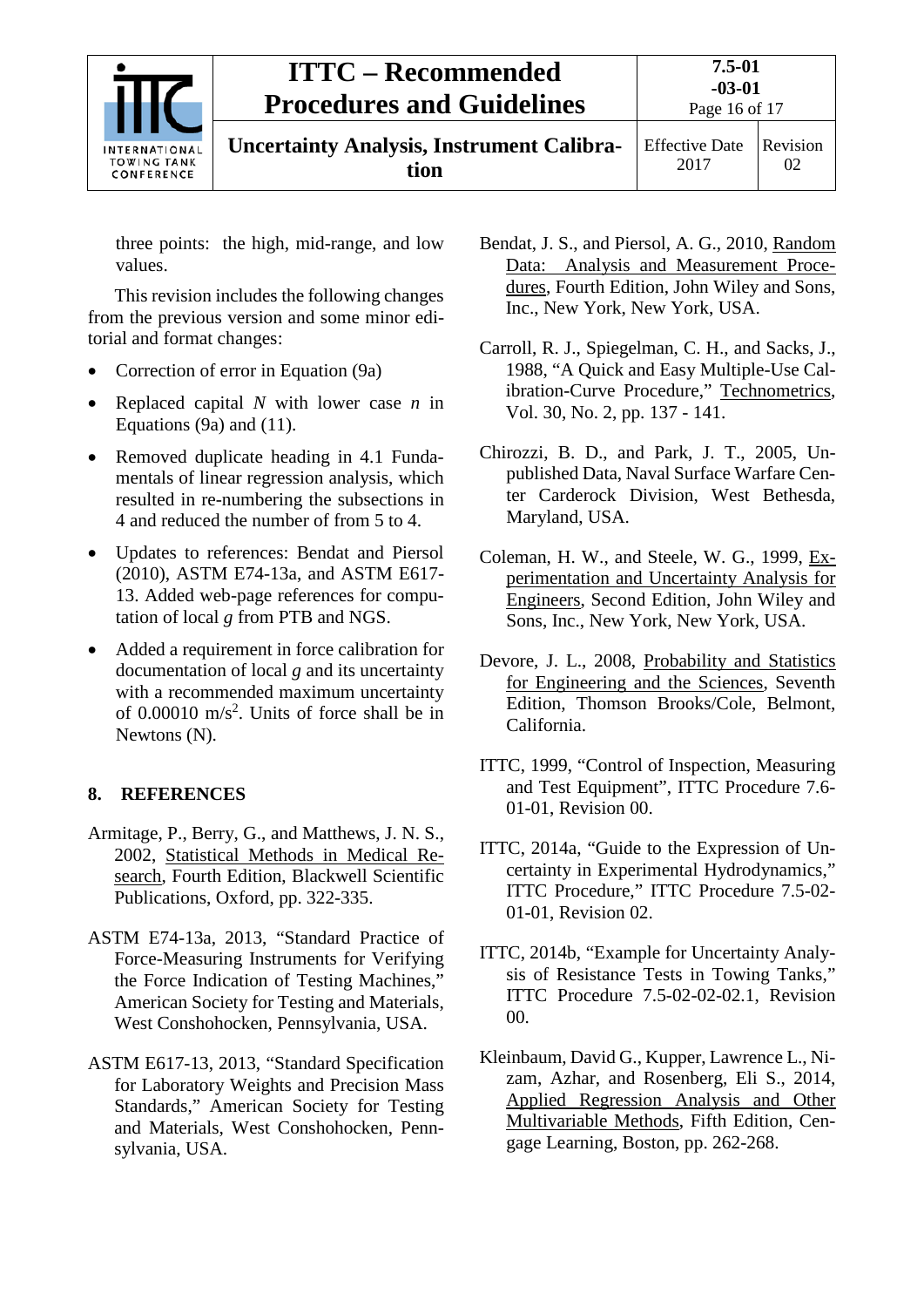three points: the high, mid-range, and low values.

This revision includes the following changes from the previous version and some minor editorial and format changes:

- Correction of error in Equation (9a)
- Replaced capital $N$ with lower case $n$ in Equations (9a) and (11).
- Removed duplicate heading in 4.1 Fundamentals of linear regression analysis, which resulted in re-numbering the subsections in 4 and reduced the number of from 5 to 4.
- Updates to references: Bendat and Piersol (2010), ASTM E74-13a, and ASTM E617-13. Added web-page references for computation of local $g$ from PTB and NGS.
- Added a requirement in force calibration for documentation of local $g$ and its uncertainty with a recommended maximum uncertainty of 0.00010 $m/s^2$. Units of force shall be in Newtons (N).

## 8. REFERENCES

Armitage, P., Berry, G., and Matthews, J. N. S., 2002, Statistical Methods in Medical Research, Fourth Edition, Blackwell Scientific Publications, Oxford, pp. 322-335.

ASTM E74-13a, 2013, "Standard Practice of Force-Measuring Instruments for Verifying the Force Indication of Testing Machines," American Society for Testing and Materials, West Conshohocken, Pennsylvania, USA.

ASTM E617-13, 2013, "Standard Specification for Laboratory Weights and Precision Mass Standards," American Society for Testing and Materials, West Conshohocken, Pennsylvania, USA.

Bendat, J. S., and Piersol, A. G., 2010, Random Data: Analysis and Measurement Procedures, Fourth Edition, John Wiley and Sons, Inc., New York, New York, USA.

Carroll, R. J., Spiegelman, C. H., and Sacks, J., 1988, "A Quick and Easy Multiple-Use Calibration-Curve Procedure," Technometrics, Vol. 30, No. 2, pp. 137 - 141.

Chirozzi, B. D., and Park, J. T., 2005, Unpublished Data, Naval Surface Warfare Center Carderock Division, West Bethesda, Maryland, USA.

Coleman, H. W., and Steele, W. G., 1999, Experimentation and Uncertainty Analysis for Engineers, Second Edition, John Wiley and Sons, Inc., New York, New York, USA.

Devore, J. L., 2008, Probability and Statistics for Engineering and the Sciences, Seventh Edition, Thomson Brooks/Cole, Belmont, California.

ITTC, 1999, "Control of Inspection, Measuring and Test Equipment", ITTC Procedure 7.6-01-01, Revision 00.

ITTC, 2014a, "Guide to the Expression of Uncertainty in Experimental Hydrodynamics," ITTC Procedure," ITTC Procedure 7.5-02-01-01, Revision 02.

ITTC, 2014b, "Example for Uncertainty Analysis of Resistance Tests in Towing Tanks," ITTC Procedure 7.5-02-02-02.1, Revision 00.

Kleinbaum, David G., Kupper, Lawrence L., Nizam, Azhar, and Rosenberg, Eli S., 2014, Applied Regression Analysis and Other Multivariable Methods, Fifth Edition, Cengage Learning, Boston, pp. 262-268.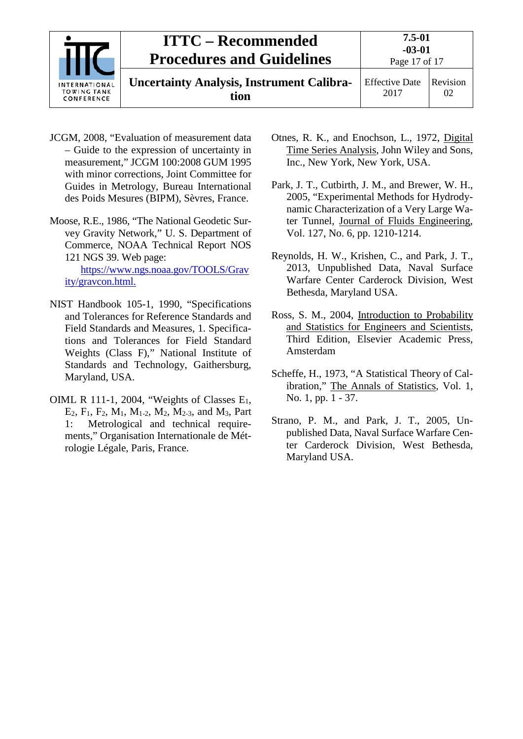JCGM, 2008, “Evaluation of measurement data – Guide to the expression of uncertainty in measurement,” JCGM 100:2008 GUM 1995 with minor corrections, Joint Committee for Guides in Metrology, Bureau International des Poids Mesures (BIPM), Sèvres, France.

Moose, R.E., 1986, “The National Geodetic Survey Gravity Network,” U. S. Department of Commerce, NOAA Technical Report NOS 121 NGS 39. Web page: https://www.ngs.noaa.gov/TOOLS/Gravity/gravcon.html.

NIST Handbook 105-1, 1990, “Specifications and Tolerances for Reference Standards and Field Standards and Measures, 1. Specifications and Tolerances for Field Standard Weights (Class F),” National Institute of Standards and Technology, Gaithersburg, Maryland, USA.

OIML R 111-1, 2004, “Weights of Classes $E_1$, $E_2$, $F_1$, $F_2$, $M_1$, $M_{1-2}$, $M_2$, $M_{2-3}$, and $M_3$, Part 1: Metrological and technical requirements,” Organisation Internationale de Métrologie Légale, Paris, France.

Otnes, R. K., and Enochson, L., 1972, Digital Time Series Analysis, John Wiley and Sons, Inc., New York, New York, USA.

Park, J. T., Cutbirth, J. M., and Brewer, W. H., 2005, “Experimental Methods for Hydrodynamic Characterization of a Very Large Water Tunnel, Journal of Fluids Engineering, Vol. 127, No. 6, pp. 1210-1214.

Reynolds, H. W., Krishen, C., and Park, J. T., 2013, Unpublished Data, Naval Surface Warfare Center Carderock Division, West Bethesda, Maryland USA.

Ross, S. M., 2004, Introduction to Probability and Statistics for Engineers and Scientists, Third Edition, Elsevier Academic Press, Amsterdam

Scheffe, H., 1973, “A Statistical Theory of Calibration,” The Annals of Statistics, Vol. 1, No. 1, pp. 1 - 37.

Strano, P. M., and Park, J. T., 2005, Unpublished Data, Naval Surface Warfare Center Carderock Division, West Bethesda, Maryland USA.